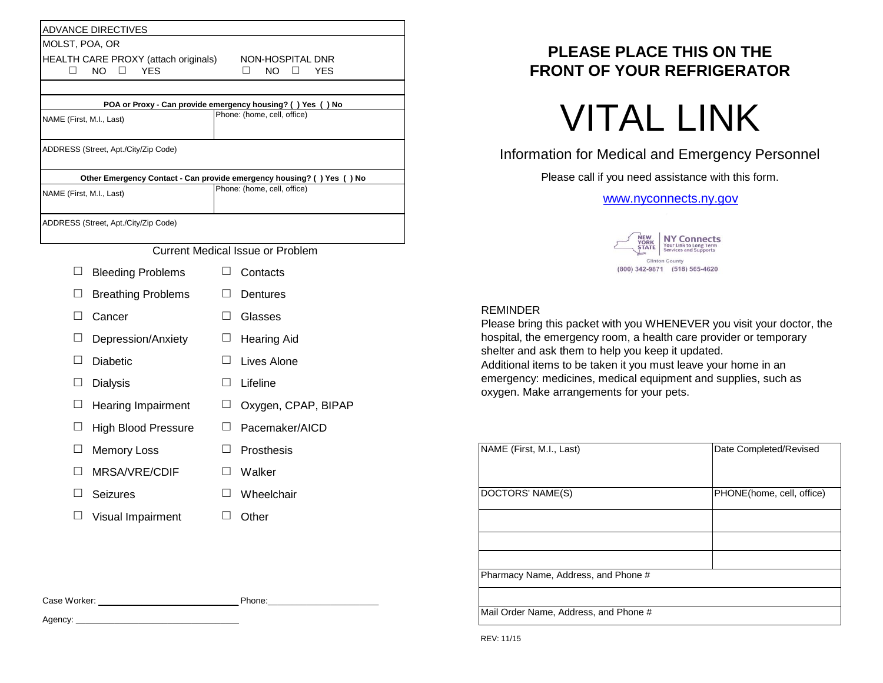| ADVANCE DIRECTIVES | |
|---|---|
| MOLST, POA, OR HEALTH CARE PROXY (attach originals) ☐ NO ☐ YES | NON-HOSPITAL DNR ☐ NO ☐ YES |
| | |
| **POA or Proxy - Can provide emergency housing? ( ) Yes ( ) No** | |
| NAME (First, M.I., Last) | Phone: (home, cell, office) |
| ADDRESS (Street, Apt./City/Zip Code) | |
| **Other Emergency Contact - Can provide emergency housing? ( ) Yes ( ) No** | |
| NAME (First, M.I., Last) | Phone: (home, cell, office) |
| ADDRESS (Street, Apt./City/Zip Code) | |

Current Medical Issue or Problem

- ☐ Bleeding Problems
- ☐ Breathing Problems
- ☐ Cancer
- ☐ Depression/Anxiety
- ☐ Diabetic
- ☐ Dialysis
- ☐ Hearing Impairment
- ☐ High Blood Pressure
- ☐ Memory Loss
- ☐ MRSA/VRE/CDIF
- ☐ Seizures
- ☐ Visual Impairment
- ☐ Contacts
- ☐ Dentures
- ☐ Glasses
- ☐ Hearing Aid
- ☐ Lives Alone
- ☐ Lifeline
- ☐ Oxygen, CPAP, BIPAP
- ☐ Pacemaker/AICD
- ☐ Prosthesis
- ☐ Walker
- ☐ Wheelchair
- ☐ Other

Case Worker: ______________________________ Phone: ________________________

Agency: ______________________________

**PLEASE PLACE THIS ON THE FRONT OF YOUR REFRIGERATOR**

# VITAL LINK

Information for Medical and Emergency Personnel

Please call if you need assistance with this form.

www.nyconnects.ny.gov

NEW YORK STATE | NY Connects — Your Link to Long Term Services and Supports
Clinton County
(800) 342-9871 (518) 565-4620

REMINDER
Please bring this packet with you WHENEVER you visit your doctor, the hospital, the emergency room, a health care provider or temporary shelter and ask them to help you keep it updated.
Additional items to be taken it you must leave your home in an emergency: medicines, medical equipment and supplies, such as oxygen. Make arrangements for your pets.

| NAME (First, M.I., Last) | Date Completed/Revised |
|---|---|
| DOCTORS' NAME(S) | PHONE(home, cell, office) |
| | |
| | |
| | |
| Pharmacy Name, Address, and Phone # | |
| | |
| Mail Order Name, Address, and Phone # | |

REV: 11/15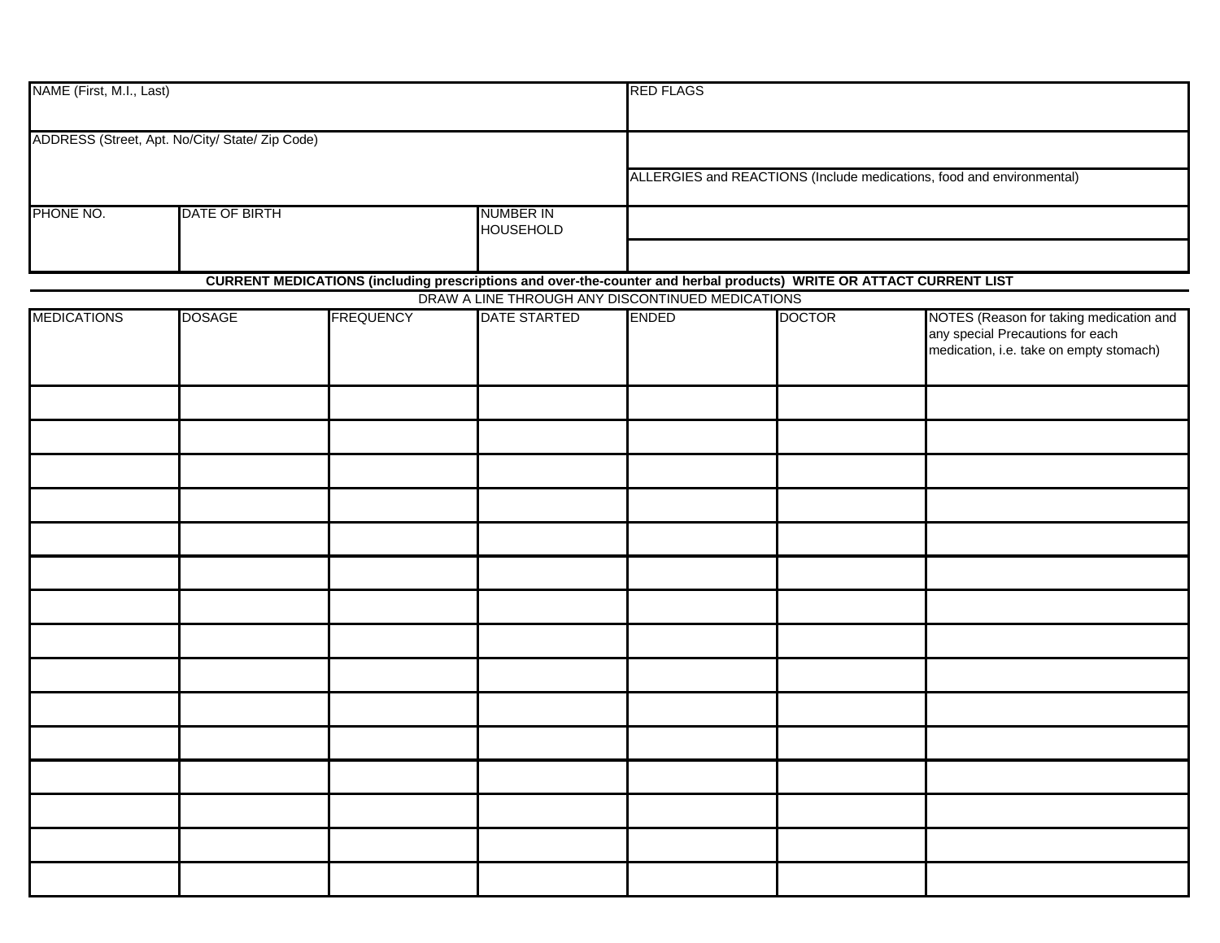| NAME (First, M.I., Last) | | | RED FLAGS |
|---|---|---|---|
| ADDRESS (Street, Apt. No/City/ State/ Zip Code) | | | |
| | | | ALLERGIES and REACTIONS (Include medications, food and environmental) |
| PHONE NO. | DATE OF BIRTH | NUMBER IN HOUSEHOLD | |
| | | | |

**CURRENT MEDICATIONS (including prescriptions and over-the-counter and herbal products) WRITE OR ATTACT CURRENT LIST**

DRAW A LINE THROUGH ANY DISCONTINUED MEDICATIONS

| MEDICATIONS | DOSAGE | FREQUENCY | DATE STARTED | ENDED | DOCTOR | NOTES (Reason for taking medication and any special Precautions for each medication, i.e. take on empty stomach) |
|---|---|---|---|---|---|---|
| | | | | | | |
| | | | | | | |
| | | | | | | |
| | | | | | | |
| | | | | | | |
| | | | | | | |
| | | | | | | |
| | | | | | | |
| | | | | | | |
| | | | | | | |
| | | | | | | |
| | | | | | | |
| | | | | | | |
| | | | | | | |
| | | | | | | |